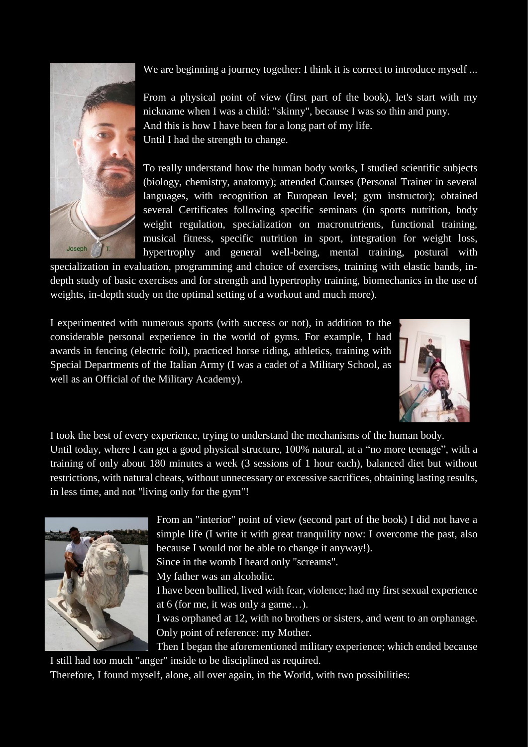We are beginning a journey together: I think it is correct to introduce myself ...

From a physical point of view (first part of the book), let's start with my nickname when I was a child: "skinny", because I was so thin and puny.
And this is how I have been for a long part of my life.
Until I had the strength to change.

To really understand how the human body works, I studied scientific subjects (biology, chemistry, anatomy); attended Courses (Personal Trainer in several languages, with recognition at European level; gym instructor); obtained several Certificates following specific seminars (in sports nutrition, body weight regulation, specialization on macronutrients, functional training, musical fitness, specific nutrition in sport, integration for weight loss, hypertrophy and general well-being, mental training, postural with specialization in evaluation, programming and choice of exercises, training with elastic bands, in-depth study of basic exercises and for strength and hypertrophy training, biomechanics in the use of weights, in-depth study on the optimal setting of a workout and much more).

I experimented with numerous sports (with success or not), in addition to the considerable personal experience in the world of gyms. For example, I had awards in fencing (electric foil), practiced horse riding, athletics, training with Special Departments of the Italian Army (I was a cadet of a Military School, as well as an Official of the Military Academy).

I took the best of every experience, trying to understand the mechanisms of the human body.
Until today, where I can get a good physical structure, 100% natural, at a "no more teenage", with a training of only about 180 minutes a week (3 sessions of 1 hour each), balanced diet but without restrictions, with natural cheats, without unnecessary or excessive sacrifices, obtaining lasting results, in less time, and not "living only for the gym"!

From an "interior" point of view (second part of the book) I did not have a simple life (I write it with great tranquility now: I overcome the past, also because I would not be able to change it anyway!).
Since in the womb I heard only "screams".
My father was an alcoholic.
I have been bullied, lived with fear, violence; had my first sexual experience at 6 (for me, it was only a game…).
I was orphaned at 12, with no brothers or sisters, and went to an orphanage.
Only point of reference: my Mother.
Then I began the aforementioned military experience; which ended because I still had too much "anger" inside to be disciplined as required.
Therefore, I found myself, alone, all over again, in the World, with two possibilities: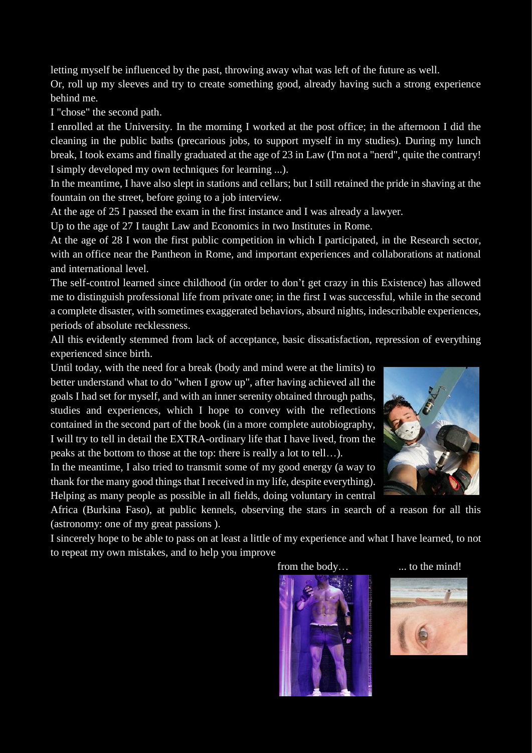letting myself be influenced by the past, throwing away what was left of the future as well.

Or, roll up my sleeves and try to create something good, already having such a strong experience behind me.

I "chose" the second path.

I enrolled at the University. In the morning I worked at the post office; in the afternoon I did the cleaning in the public baths (precarious jobs, to support myself in my studies). During my lunch break, I took exams and finally graduated at the age of 23 in Law (I'm not a "nerd", quite the contrary! I simply developed my own techniques for learning ...).

In the meantime, I have also slept in stations and cellars; but I still retained the pride in shaving at the fountain on the street, before going to a job interview.

At the age of 25 I passed the exam in the first instance and I was already a lawyer.

Up to the age of 27 I taught Law and Economics in two Institutes in Rome.

At the age of 28 I won the first public competition in which I participated, in the Research sector, with an office near the Pantheon in Rome, and important experiences and collaborations at national and international level.

The self-control learned since childhood (in order to don't get crazy in this Existence) has allowed me to distinguish professional life from private one; in the first I was successful, while in the second a complete disaster, with sometimes exaggerated behaviors, absurd nights, indescribable experiences, periods of absolute recklessness.

All this evidently stemmed from lack of acceptance, basic dissatisfaction, repression of everything experienced since birth.

Until today, with the need for a break (body and mind were at the limits) to better understand what to do "when I grow up", after having achieved all the goals I had set for myself, and with an inner serenity obtained through paths, studies and experiences, which I hope to convey with the reflections contained in the second part of the book (in a more complete autobiography, I will try to tell in detail the EXTRA-ordinary life that I have lived, from the peaks at the bottom to those at the top: there is really a lot to tell…).

In the meantime, I also tried to transmit some of my good energy (a way to thank for the many good things that I received in my life, despite everything). Helping as many people as possible in all fields, doing voluntary in central Africa (Burkina Faso), at public kennels, observing the stars in search of a reason for all this (astronomy: one of my great passions ).

I sincerely hope to be able to pass on at least a little of my experience and what I have learned, to not to repeat my own mistakes, and to help you improve

from the body… ... to the mind!